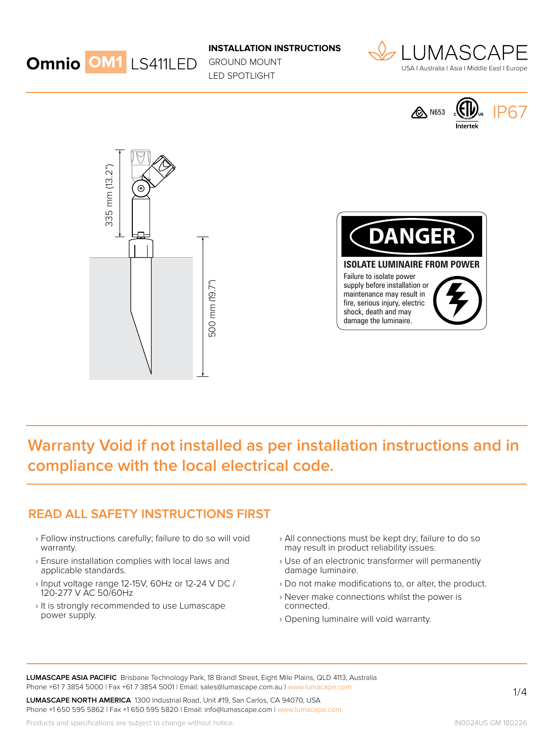# Omnio OM1 LS411LED

**INSTALLATION INSTRUCTIONS**
GROUND MOUNT
LED SPOTLIGHT

LUMASCAPE
USA | Australia | Asia | Middle East | Europe

N653 Intertek IP67

335 mm (13.2")

500 mm (19.7")

**DANGER**

**ISOLATE LUMINAIRE FROM POWER**

Failure to isolate power supply before installation or maintenance may result in fire, serious injury, electric shock, death and may damage the luminaire.

## Warranty Void if not installed as per installation instructions and in compliance with the local electrical code.

## READ ALL SAFETY INSTRUCTIONS FIRST

- Follow instructions carefully; failure to do so will void warranty.
- Ensure installation complies with local laws and applicable standards.
- Input voltage range 12-15V, 60Hz or 12-24 V DC / 120-277 V AC 50/60Hz
- It is strongly recommended to use Lumascape power supply.
- All connections must be kept dry; failure to do so may result in product reliability issues.
- Use of an electronic transformer will permanently damage luminaire.
- Do not make modifications to, or alter, the product.
- Never make connections whilst the power is connected.
- Opening luminaire will void warranty.

**LUMASCAPE ASIA PACIFIC** Brisbane Technology Park, 18 Brandl Street, Eight Mile Plains, QLD 4113, Australia
Phone +61 7 3854 5000 | Fax +61 7 3854 5001 | Email: sales@lumascape.com.au | www.lumacape.com

**LUMASCAPE NORTH AMERICA** 1300 Industrial Road, Unit #19, San Carlos, CA 94070, USA
Phone +1 650 595 5862 | Fax +1 650 595 5820 | Email: info@lumascape.com | www.lumacape.com

Products and specifications are subject to change without notice.

IN0024US GM 180226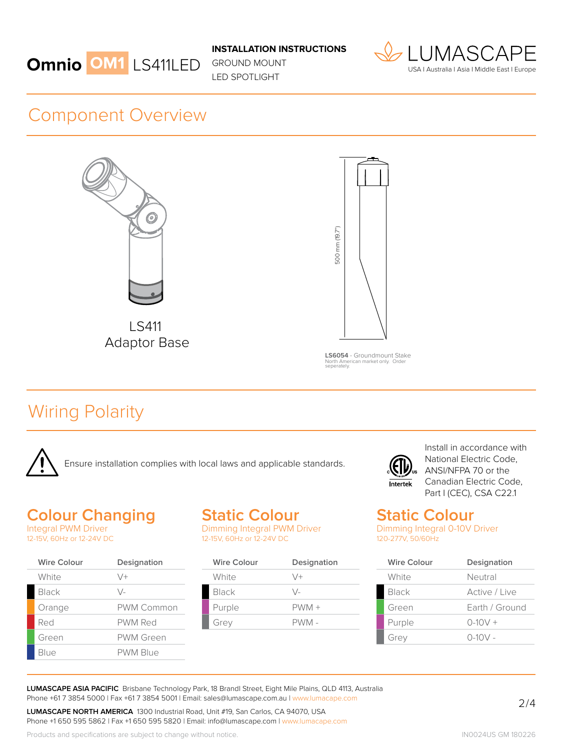**Omnio OM1 LS411LED**

**INSTALLATION INSTRUCTIONS**
GROUND MOUNT
LED SPOTLIGHT

LUMASCAPE
USA I Australia I Asia I Middle East I Europe

## Component Overview

LS411
Adaptor Base

500 mm (19.7")

**LS6054** - Groundmount Stake
North American market only. Order seperately.

## Wiring Polarity

Ensure installation complies with local laws and applicable standards.

Install in accordance with National Electric Code, ANSI/NFPA 70 or the Canadian Electric Code, Part I (CEC), CSA C22.1

### Colour Changing

Integral PWM Driver
12-15V, 60Hz or 12-24V DC

| Wire Colour | Designation |
|---|---|
| White | V+ |
| Black | V- |
| Orange | PWM Common |
| Red | PWM Red |
| Green | PWM Green |
| Blue | PWM Blue |

### Static Colour

Dimming Integral PWM Driver
12-15V, 60Hz or 12-24V DC

| Wire Colour | Designation |
|---|---|
| White | V+ |
| Black | V- |
| Purple | PWM + |
| Grey | PWM - |

### Static Colour

Dimming Integral 0-10V Driver
120-277V, 50/60Hz

| Wire Colour | Designation |
|---|---|
| White | Neutral |
| Black | Active / Live |
| Green | Earth / Ground |
| Purple | 0-10V + |
| Grey | 0-10V - |

**LUMASCAPE ASIA PACIFIC** Brisbane Technology Park, 18 Brandl Street, Eight Mile Plains, QLD 4113, Australia
Phone +61 7 3854 5000 I Fax +61 7 3854 5001 I Email: sales@lumascape.com.au I www.lumacape.com

**LUMASCAPE NORTH AMERICA** 1300 Industrial Road, Unit #19, San Carlos, CA 94070, USA
Phone +1 650 595 5862 I Fax +1 650 595 5820 I Email: info@lumascape.com I www.lumacape.com

Products and specifications are subject to change without notice.

IN0024US GM 180226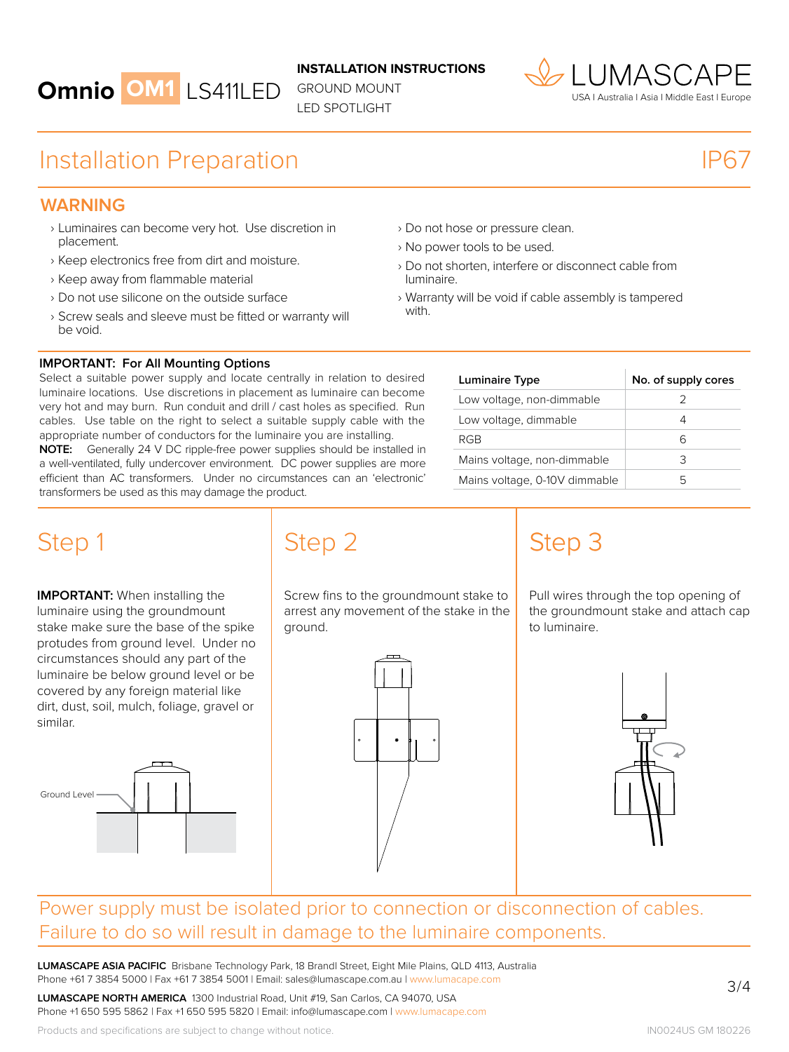# Omnio OM1 LS411LED

**INSTALLATION INSTRUCTIONS**
GROUND MOUNT
LED SPOTLIGHT

LUMASCAPE
USA | Australia | Asia | Middle East | Europe

## Installation Preparation

IP67

### WARNING

- Luminaires can become very hot. Use discretion in placement.
- Keep electronics free from dirt and moisture.
- Keep away from flammable material
- Do not use silicone on the outside surface
- Screw seals and sleeve must be fitted or warranty will be void.
- Do not hose or pressure clean.
- No power tools to be used.
- Do not shorten, interfere or disconnect cable from luminaire.
- Warranty will be void if cable assembly is tampered with.

**IMPORTANT: For All Mounting Options**

Select a suitable power supply and locate centrally in relation to desired luminaire locations. Use discretions in placement as luminaire can become very hot and may burn. Run conduit and drill / cast holes as specified. Run cables. Use table on the right to select a suitable supply cable with the appropriate number of conductors for the luminaire you are installing.

**NOTE:** Generally 24 V DC ripple-free power supplies should be installed in a well-ventilated, fully undercover environment. DC power supplies are more efficient than AC transformers. Under no circumstances can an 'electronic' transformers be used as this may damage the product.

| Luminaire Type | No. of supply cores |
|---|---|
| Low voltage, non-dimmable | 2 |
| Low voltage, dimmable | 4 |
| RGB | 6 |
| Mains voltage, non-dimmable | 3 |
| Mains voltage, 0-10V dimmable | 5 |

## Step 1

**IMPORTANT:** When installing the luminaire using the groundmount stake make sure the base of the spike protudes from ground level. Under no circumstances should any part of the luminaire be below ground level or be covered by any foreign material like dirt, dust, soil, mulch, foliage, gravel or similar.

Ground Level

## Step 2

Screw fins to the groundmount stake to arrest any movement of the stake in the ground.

## Step 3

Pull wires through the top opening of the groundmount stake and attach cap to luminaire.

Power supply must be isolated prior to connection or disconnection of cables. Failure to do so will result in damage to the luminaire components.

**LUMASCAPE ASIA PACIFIC** Brisbane Technology Park, 18 Brandl Street, Eight Mile Plains, QLD 4113, Australia
Phone +61 7 3854 5000 | Fax +61 7 3854 5001 | Email: sales@lumascape.com.au | www.lumacape.com

**LUMASCAPE NORTH AMERICA** 1300 Industrial Road, Unit #19, San Carlos, CA 94070, USA
Phone +1 650 595 5862 | Fax +1 650 595 5820 | Email: info@lumascape.com | www.lumacape.com

Products and specifications are subject to change without notice.

IN0024US GM 180226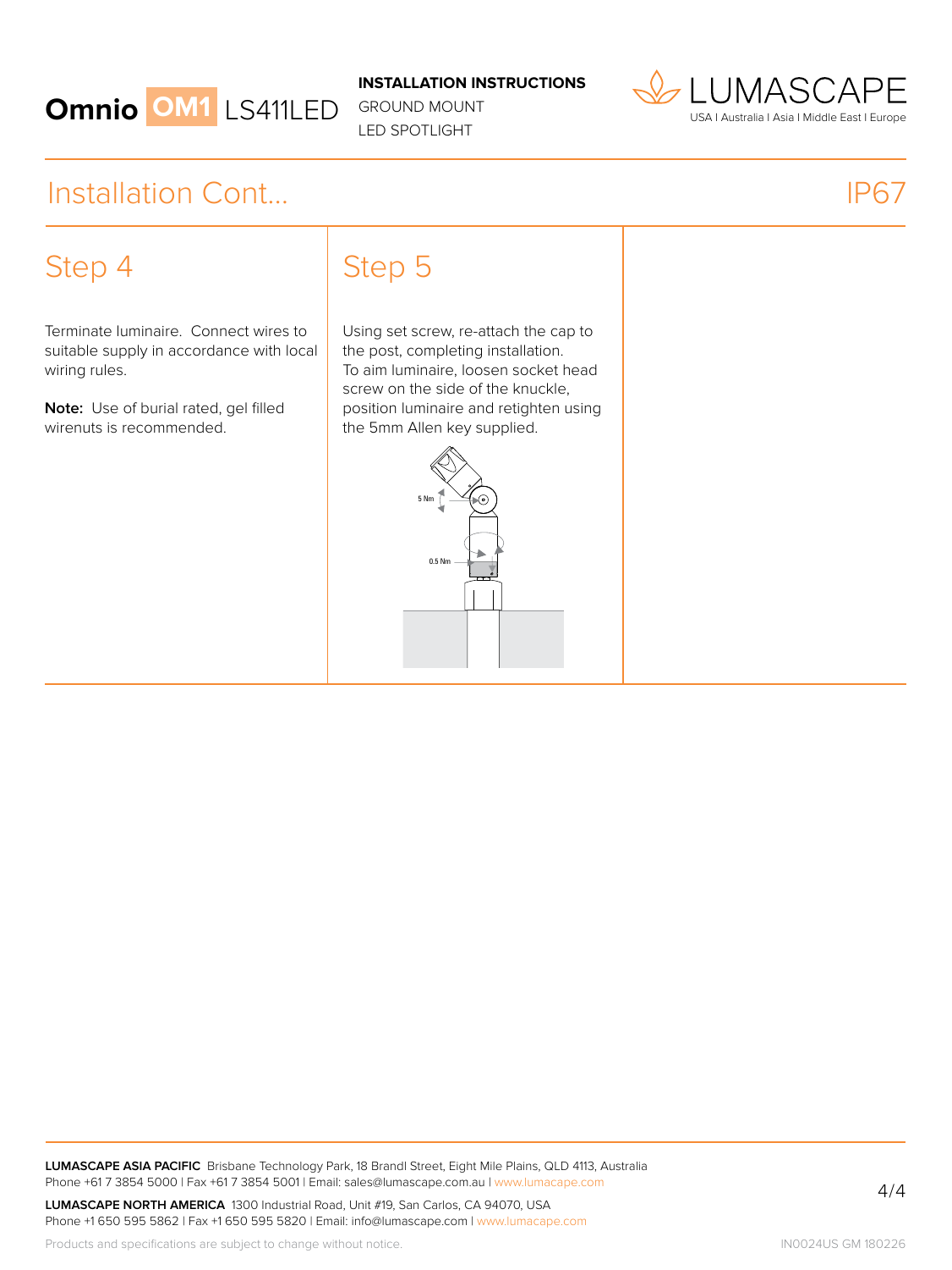# Omnio OM1 LS411LED

**INSTALLATION INSTRUCTIONS**
GROUND MOUNT
LED SPOTLIGHT

LUMASCAPE
USA I Australia I Asia I Middle East I Europe

## Installation Cont...

IP67

### Step 4

Terminate luminaire. Connect wires to suitable supply in accordance with local wiring rules.

**Note:** Use of burial rated, gel filled wirenuts is recommended.

### Step 5

Using set screw, re-attach the cap to the post, completing installation.
To aim luminaire, loosen socket head screw on the side of the knuckle, position luminaire and retighten using the 5mm Allen key supplied.

5 Nm

0.5 Nm

**LUMASCAPE ASIA PACIFIC** Brisbane Technology Park, 18 Brandl Street, Eight Mile Plains, QLD 4113, Australia
Phone +61 7 3854 5000 I Fax +61 7 3854 5001 I Email: sales@lumascape.com.au I www.lumacape.com

**LUMASCAPE NORTH AMERICA** 1300 Industrial Road, Unit #19, San Carlos, CA 94070, USA
Phone +1 650 595 5862 I Fax +1 650 595 5820 I Email: info@lumascape.com I www.lumacape.com

Products and specifications are subject to change without notice.

IN0024US GM 180226